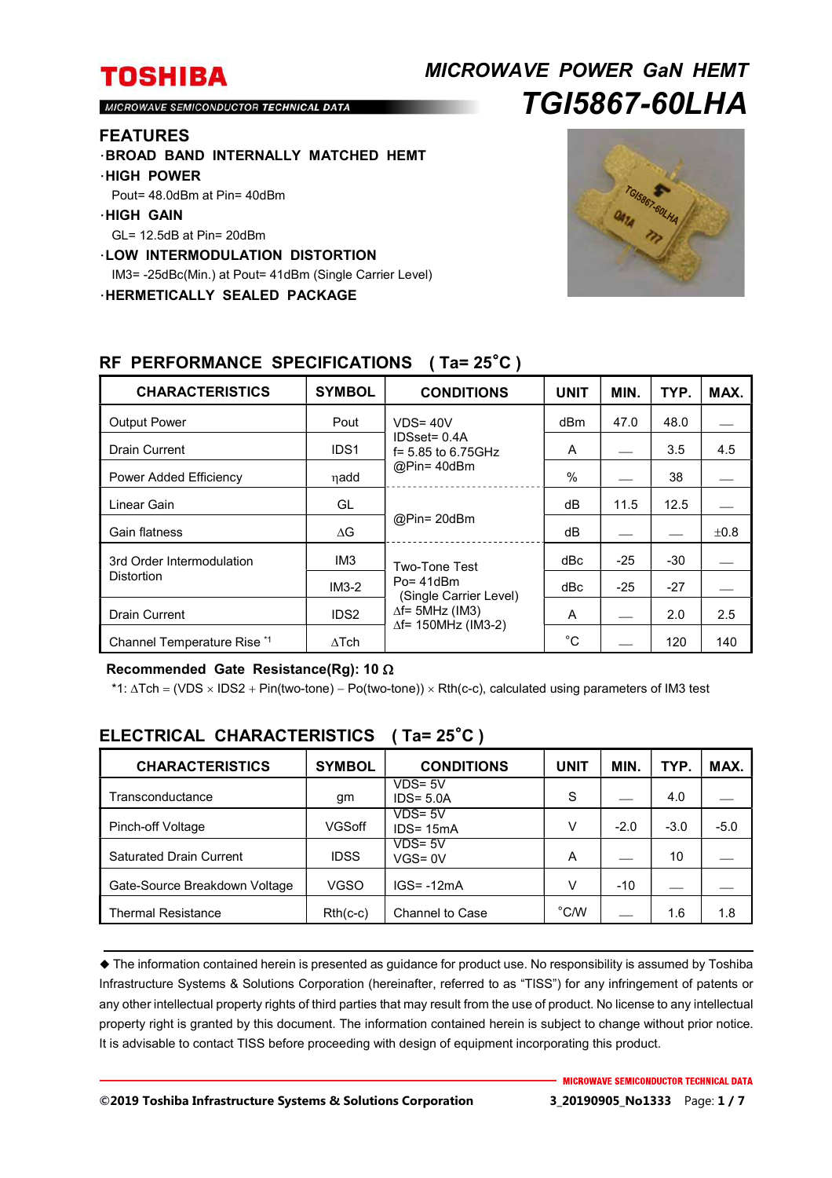# TOSHIBA

MICROWAVE SEMICONDUCTOR TECHNICAL DATA

## MICROWAVE POWER GaN HEMT

# TGI5867-60LHA

## FEATURES

- **BROAD BAND INTERNALLY MATCHED HEMT**
- **HIGH POWER**
  Pout= 48.0dBm at Pin= 40dBm
- **HIGH GAIN**
  GL= 12.5dB at Pin= 20dBm
- **LOW INTERMODULATION DISTORTION**
  IM3= -25dBc(Min.) at Pout= 41dBm (Single Carrier Level)
- **HERMETICALLY SEALED PACKAGE**

## RF PERFORMANCE SPECIFICATIONS ( Ta= 25°C )

| CHARACTERISTICS | SYMBOL | CONDITIONS | UNIT | MIN. | TYP. | MAX. |
|---|---|---|---|---|---|---|
| Output Power | Pout | VDS= 40V<br>IDSset= 0.4A<br>f= 5.85 to 6.75GHz<br>@Pin= 40dBm | dBm | 47.0 | 48.0 | — |
| Drain Current | IDS1 | | A | — | 3.5 | 4.5 |
| Power Added Efficiency | ηadd | | % | — | 38 | — |
| Linear Gain | GL | @Pin= 20dBm | dB | 11.5 | 12.5 | — |
| Gain flatness | ΔG | | dB | — | — | ±0.8 |
| 3rd Order Intermodulation Distortion | IM3 | Two-Tone Test<br>Po= 41dBm<br>(Single Carrier Level)<br>Δf= 5MHz (IM3)<br>Δf= 150MHz (IM3-2) | dBc | -25 | -30 | — |
| | IM3-2 | | dBc | -25 | -27 | — |
| Drain Current | IDS2 | | A | — | 2.0 | 2.5 |
| Channel Temperature Rise *1 | ΔTch | | °C | — | 120 | 140 |

**Recommended Gate Resistance(Rg): 10 Ω**

*1: ΔTch = (VDS × IDS2 + Pin(two-tone) − Po(two-tone)) × Rth(c-c), calculated using parameters of IM3 test

## ELECTRICAL CHARACTERISTICS ( Ta= 25°C )

| CHARACTERISTICS | SYMBOL | CONDITIONS | UNIT | MIN. | TYP. | MAX. |
|---|---|---|---|---|---|---|
| Transconductance | gm | VDS= 5V<br>IDS= 5.0A | S | — | 4.0 | — |
| Pinch-off Voltage | VGSoff | VDS= 5V<br>IDS= 15mA | V | -2.0 | -3.0 | -5.0 |
| Saturated Drain Current | IDSS | VDS= 5V<br>VGS= 0V | A | — | 10 | — |
| Gate-Source Breakdown Voltage | VGSO | IGS= -12mA | V | -10 | — | — |
| Thermal Resistance | Rth(c-c) | Channel to Case | °C/W | — | 1.6 | 1.8 |

◆ The information contained herein is presented as guidance for product use. No responsibility is assumed by Toshiba Infrastructure Systems & Solutions Corporation (hereinafter, referred to as "TISS") for any infringement of patents or any other intellectual property rights of third parties that may result from the use of product. No license to any intellectual property right is granted by this document. The information contained herein is subject to change without prior notice. It is advisable to contact TISS before proceeding with design of equipment incorporating this product.

©2019 Toshiba Infrastructure Systems & Solutions Corporation　3_20190905_No1333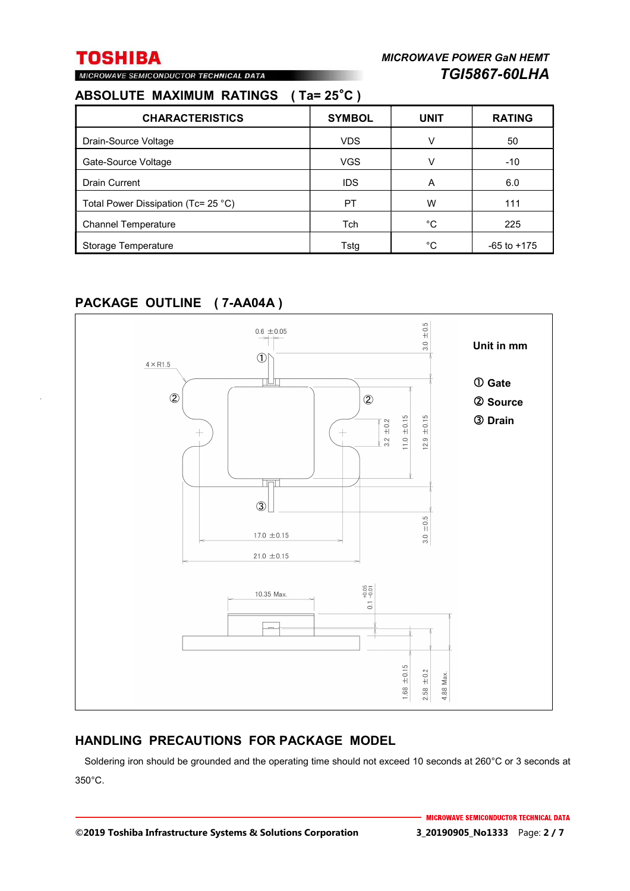## ABSOLUTE MAXIMUM RATINGS ( Ta= 25°C )

| CHARACTERISTICS | SYMBOL | UNIT | RATING |
|---|---|---|---|
| Drain-Source Voltage | VDS | V | 50 |
| Gate-Source Voltage | VGS | V | -10 |
| Drain Current | IDS | A | 6.0 |
| Total Power Dissipation (Tc= 25 °C) | PT | W | 111 |
| Channel Temperature | Tch | °C | 225 |
| Storage Temperature | Tstg | °C | -65 to +175 |

## PACKAGE OUTLINE ( 7-AA04A )

Unit in mm

① Gate
② Source
③ Drain

0.6 ±0.05
4×R1.5
3.0 ±0.5
3.2 ±0.2
11.0 ±0.15
12.9 ±0.15
3.0 ±0.5
17.0 ±0.15
21.0 ±0.15
10.35 Max.
0.1 +0.05 −0.01
1.68 ±0.15
2.58 ±0.2
4.88 Max.

## HANDLING PRECAUTIONS FOR PACKAGE MODEL

Soldering iron should be grounded and the operating time should not exceed 10 seconds at 260°C or 3 seconds at 350°C.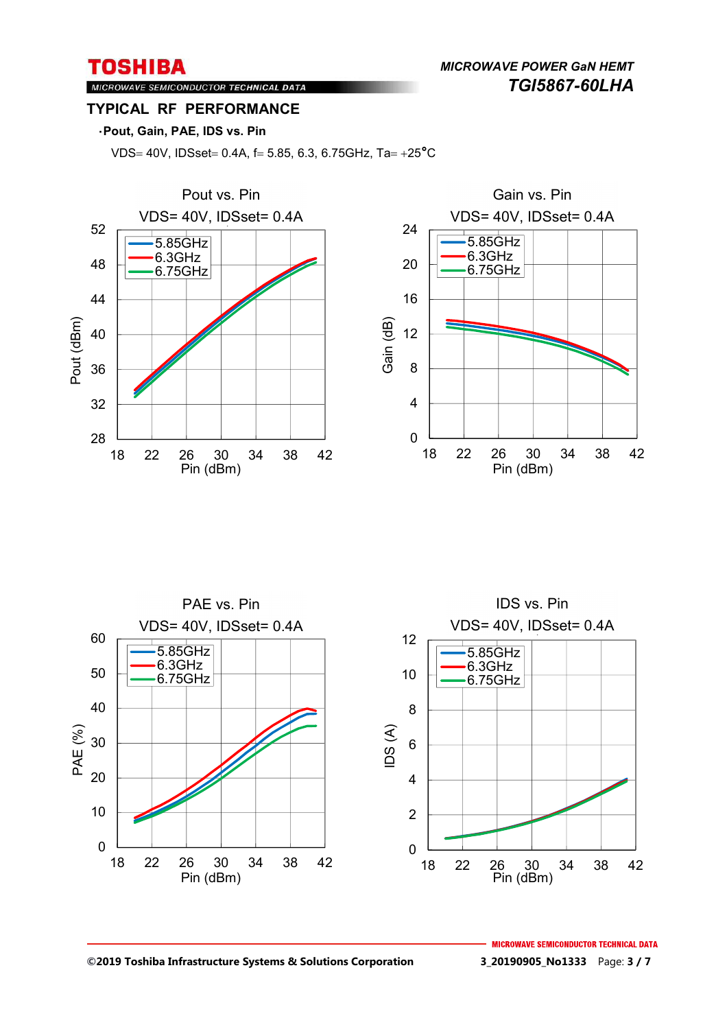## TYPICAL RF PERFORMANCE

**·Pout, Gain, PAE, IDS vs. Pin**

VDS= 40V, IDSset= 0.4A, f= 5.85, 6.3, 6.75GHz, Ta= +25°C

Pout vs. Pin
VDS= 40V, IDSset= 0.4A

Gain vs. Pin
VDS= 40V, IDSset= 0.4A

PAE vs. Pin
VDS= 40V, IDSset= 0.4A

IDS vs. Pin
VDS= 40V, IDSset= 0.4A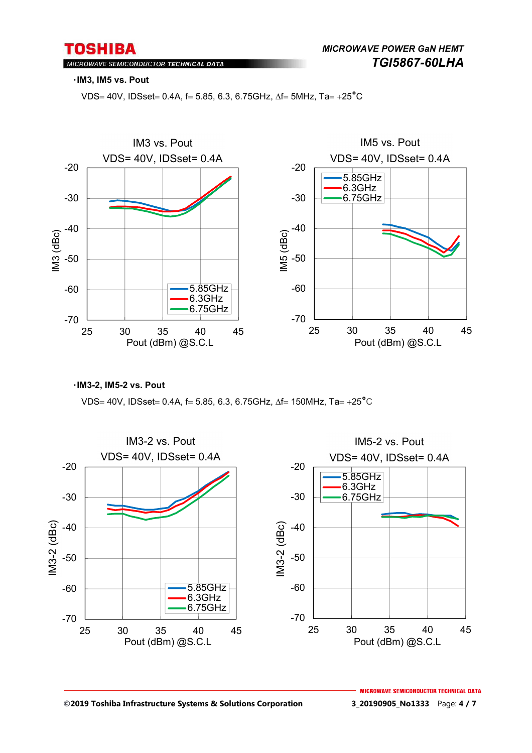**·IM3, IM5 vs. Pout**

VDS= 40V, IDSset= 0.4A, f= 5.85, 6.3, 6.75GHz, ∆f= 5MHz, Ta= +25°C

IM3 vs. Pout
VDS= 40V, IDSset= 0.4A

IM5 vs. Pout
VDS= 40V, IDSset= 0.4A

**·IM3-2, IM5-2 vs. Pout**

VDS= 40V, IDSset= 0.4A, f= 5.85, 6.3, 6.75GHz, ∆f= 150MHz, Ta= +25°C

IM3-2 vs. Pout
VDS= 40V, IDSset= 0.4A

IM5-2 vs. Pout
VDS= 40V, IDSset= 0.4A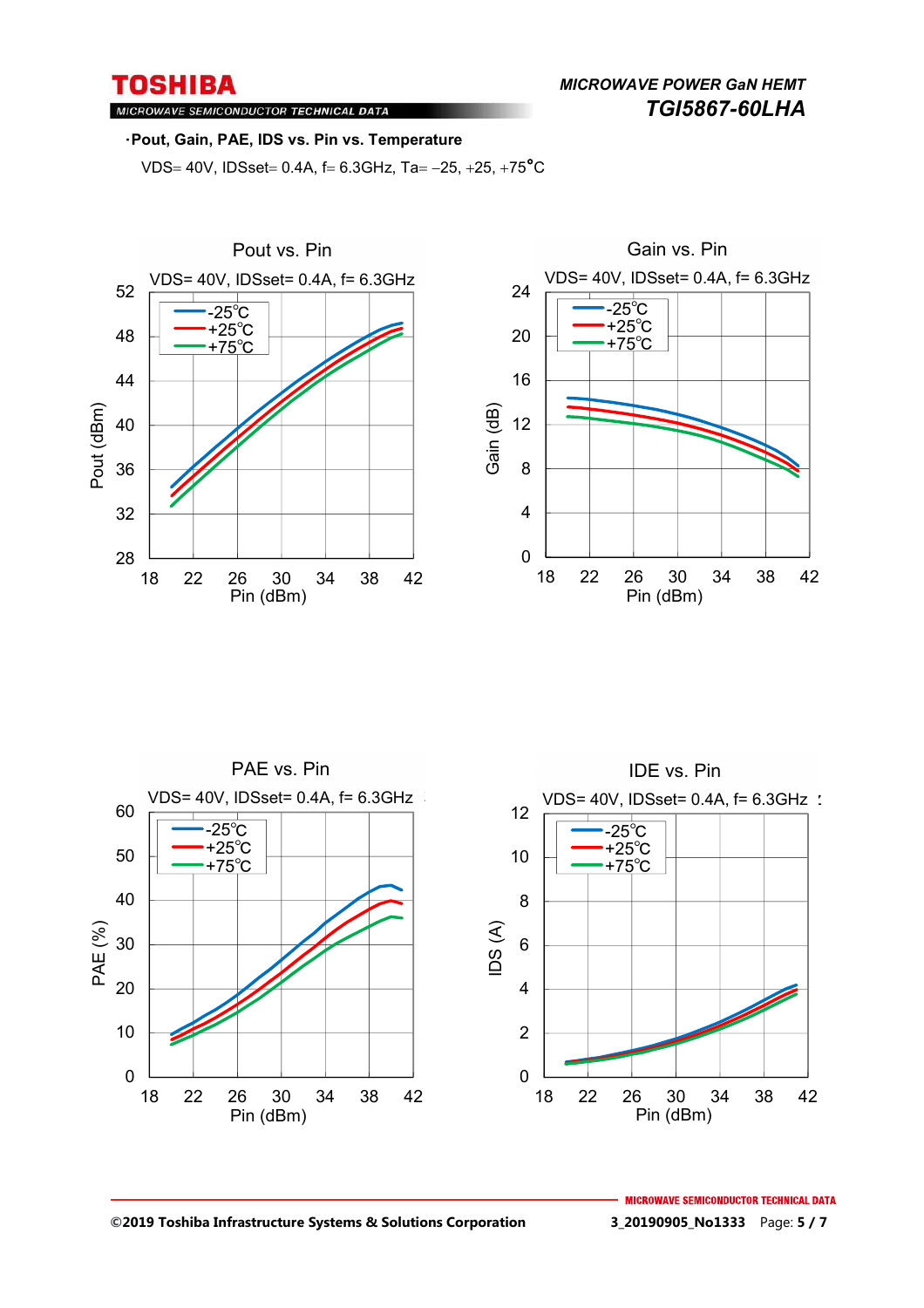·**Pout, Gain, PAE, IDS vs. Pin vs. Temperature**

VDS= 40V, IDSset= 0.4A, f= 6.3GHz, Ta= −25, +25, +75°C

Pout vs. Pin

VDS= 40V, IDSset= 0.4A, f= 6.3GHz

Gain vs. Pin

VDS= 40V, IDSset= 0.4A, f= 6.3GHz

PAE vs. Pin

VDS= 40V, IDSset= 0.4A, f= 6.3GHz

IDE vs. Pin

VDS= 40V, IDSset= 0.4A, f= 6.3GHz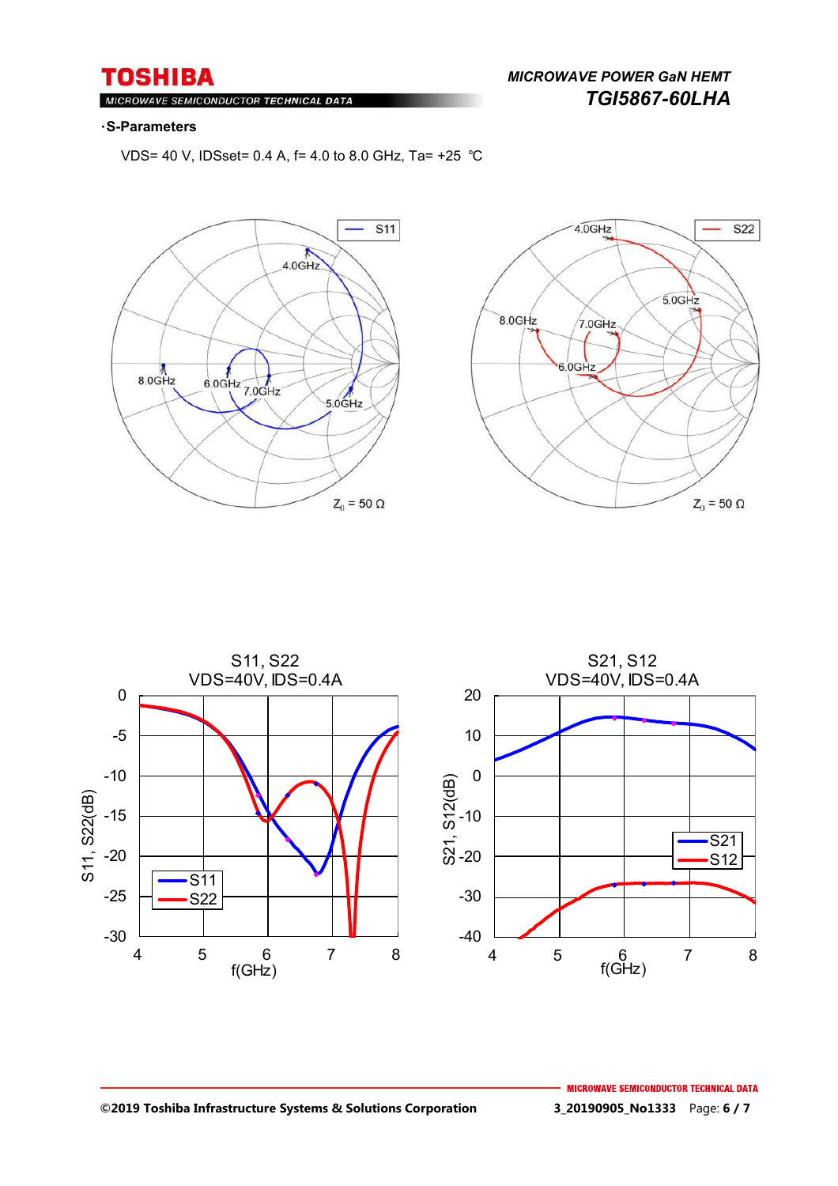**·S-Parameters**

VDS= 40 V, IDSset= 0.4 A, f= 4.0 to 8.0 GHz, Ta= +25 ℃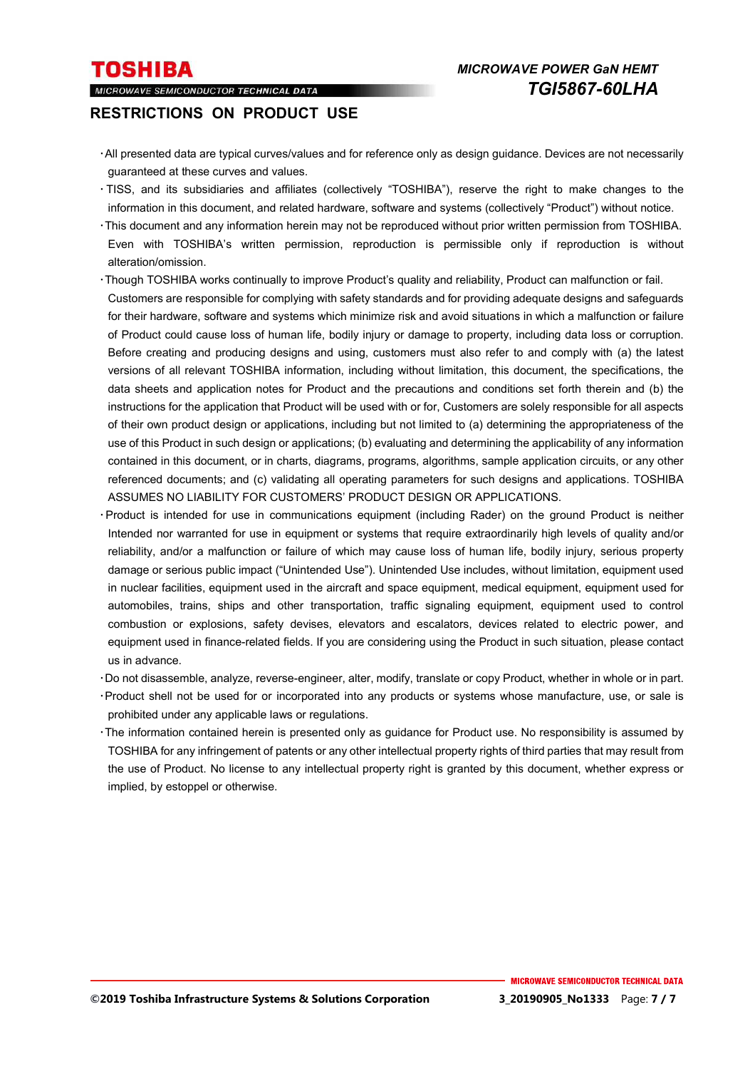## RESTRICTIONS ON PRODUCT USE

- All presented data are typical curves/values and for reference only as design guidance. Devices are not necessarily guaranteed at these curves and values.
- TISS, and its subsidiaries and affiliates (collectively "TOSHIBA"), reserve the right to make changes to the information in this document, and related hardware, software and systems (collectively "Product") without notice.
- This document and any information herein may not be reproduced without prior written permission from TOSHIBA. Even with TOSHIBA's written permission, reproduction is permissible only if reproduction is without alteration/omission.
- Though TOSHIBA works continually to improve Product's quality and reliability, Product can malfunction or fail. Customers are responsible for complying with safety standards and for providing adequate designs and safeguards for their hardware, software and systems which minimize risk and avoid situations in which a malfunction or failure of Product could cause loss of human life, bodily injury or damage to property, including data loss or corruption. Before creating and producing designs and using, customers must also refer to and comply with (a) the latest versions of all relevant TOSHIBA information, including without limitation, this document, the specifications, the data sheets and application notes for Product and the precautions and conditions set forth therein and (b) the instructions for the application that Product will be used with or for, Customers are solely responsible for all aspects of their own product design or applications, including but not limited to (a) determining the appropriateness of the use of this Product in such design or applications; (b) evaluating and determining the applicability of any information contained in this document, or in charts, diagrams, programs, algorithms, sample application circuits, or any other referenced documents; and (c) validating all operating parameters for such designs and applications. TOSHIBA ASSUMES NO LIABILITY FOR CUSTOMERS' PRODUCT DESIGN OR APPLICATIONS.
- Product is intended for use in communications equipment (including Rader) on the ground Product is neither Intended nor warranted for use in equipment or systems that require extraordinarily high levels of quality and/or reliability, and/or a malfunction or failure of which may cause loss of human life, bodily injury, serious property damage or serious public impact ("Unintended Use"). Unintended Use includes, without limitation, equipment used in nuclear facilities, equipment used in the aircraft and space equipment, medical equipment, equipment used for automobiles, trains, ships and other transportation, traffic signaling equipment, equipment used to control combustion or explosions, safety devises, elevators and escalators, devices related to electric power, and equipment used in finance-related fields. If you are considering using the Product in such situation, please contact us in advance.
- Do not disassemble, analyze, reverse-engineer, alter, modify, translate or copy Product, whether in whole or in part.
- Product shell not be used for or incorporated into any products or systems whose manufacture, use, or sale is prohibited under any applicable laws or regulations.
- The information contained herein is presented only as guidance for Product use. No responsibility is assumed by TOSHIBA for any infringement of patents or any other intellectual property rights of third parties that may result from the use of Product. No license to any intellectual property right is granted by this document, whether express or implied, by estoppel or otherwise.

©2019 Toshiba Infrastructure Systems & Solutions Corporation 3_20190905_No1333